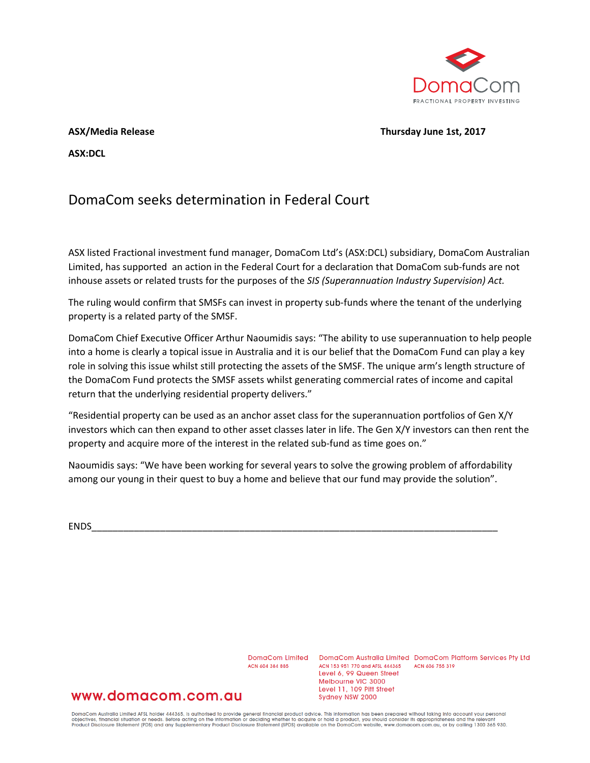DomaCom

FRACTIONAL PROPERTY INVESTING

**ASX/Media Release** **Thursday June 1st, 2017**

**ASX:DCL**

# DomaCom seeks determination in Federal Court

ASX listed Fractional investment fund manager, DomaCom Ltd's (ASX:DCL) subsidiary, DomaCom Australian Limited, has supported an action in the Federal Court for a declaration that DomaCom sub-funds are not inhouse assets or related trusts for the purposes of the *SIS (Superannuation Industry Supervision) Act.*

The ruling would confirm that SMSFs can invest in property sub-funds where the tenant of the underlying property is a related party of the SMSF.

DomaCom Chief Executive Officer Arthur Naoumidis says: "The ability to use superannuation to help people into a home is clearly a topical issue in Australia and it is our belief that the DomaCom Fund can play a key role in solving this issue whilst still protecting the assets of the SMSF. The unique arm's length structure of the DomaCom Fund protects the SMSF assets whilst generating commercial rates of income and capital return that the underlying residential property delivers."

"Residential property can be used as an anchor asset class for the superannuation portfolios of Gen X/Y investors which can then expand to other asset classes later in life. The Gen X/Y investors can then rent the property and acquire more of the interest in the related sub-fund as time goes on."

Naoumidis says: "We have been working for several years to solve the growing problem of affordability among our young in their quest to buy a home and believe that our fund may provide the solution".

ENDS_______________________________________________________________________________

www.domacom.com.au

DomaCom Limited
ACN 604 384 885

DomaCom Australia Limited
ACN 153 951 770 and AFSL 444365
Level 6, 99 Queen Street
Melbourne VIC 3000
Level 11, 109 Pitt Street
Sydney NSW 2000

DomaCom Platform Services Pty Ltd
ACN 606 755 319

DomaCom Australia Limited AFSL holder 444365, is authorised to provide general financial product advice. This information has been prepared without taking into account your personal objectives, financial situation or needs. Before acting on the information or deciding whether to acquire or hold a product, you should consider its appropriateness and the relevant Product Disclosure Statement (PDS) and any Supplementary Product Disclosure Statement (SPDS) available on the DomaCom website, www.domacom.com.au, or by calling 1300 365 930.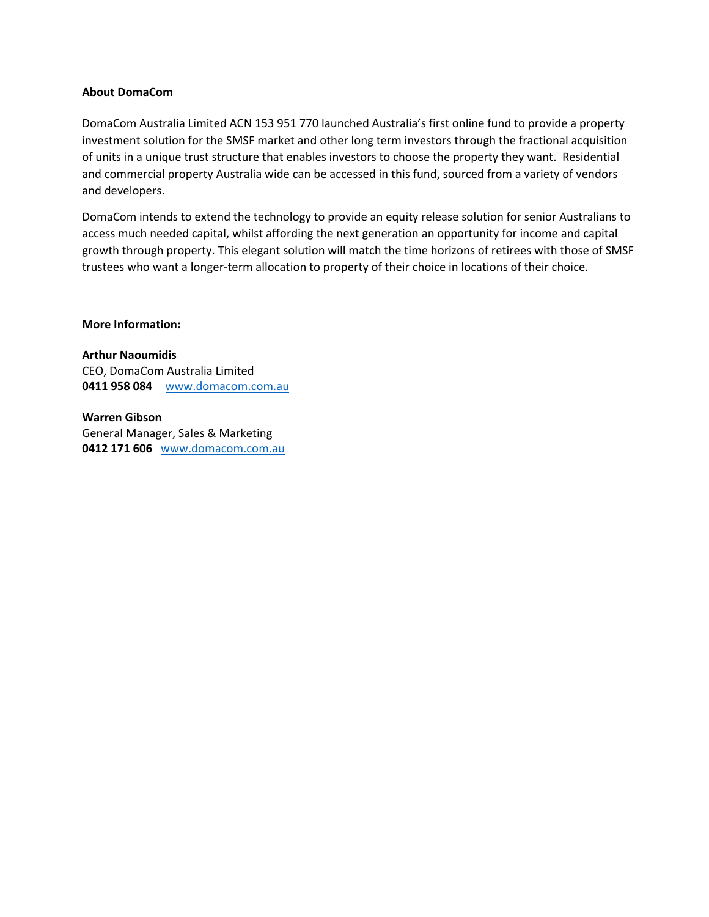**About DomaCom**

DomaCom Australia Limited ACN 153 951 770 launched Australia's first online fund to provide a property investment solution for the SMSF market and other long term investors through the fractional acquisition of units in a unique trust structure that enables investors to choose the property they want. Residential and commercial property Australia wide can be accessed in this fund, sourced from a variety of vendors and developers.

DomaCom intends to extend the technology to provide an equity release solution for senior Australians to access much needed capital, whilst affording the next generation an opportunity for income and capital growth through property. This elegant solution will match the time horizons of retirees with those of SMSF trustees who want a longer-term allocation to property of their choice in locations of their choice.

**More Information:**

**Arthur Naoumidis**
CEO, DomaCom Australia Limited
**0411 958 084** www.domacom.com.au

**Warren Gibson**
General Manager, Sales & Marketing
**0412 171 606** www.domacom.com.au